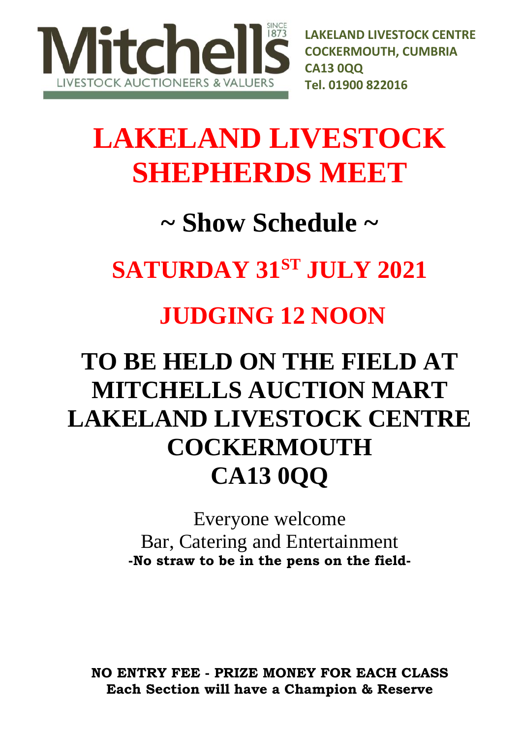Mitchells SINCE 1873 LIVESTOCK AUCTIONEERS & VALUERS

**LAKELAND LIVESTOCK CENTRE**
**COCKERMOUTH, CUMBRIA**
**CA13 0QQ**
**Tel. 01900 822016**

# LAKELAND LIVESTOCK SHEPHERDS MEET

## ~ Show Schedule ~

## SATURDAY 31ST JULY 2021

## JUDGING 12 NOON

## TO BE HELD ON THE FIELD AT MITCHELLS AUCTION MART LAKELAND LIVESTOCK CENTRE COCKERMOUTH CA13 0QQ

Everyone welcome
Bar, Catering and Entertainment
**-No straw to be in the pens on the field-**

**NO ENTRY FEE - PRIZE MONEY FOR EACH CLASS**
**Each Section will have a Champion & Reserve**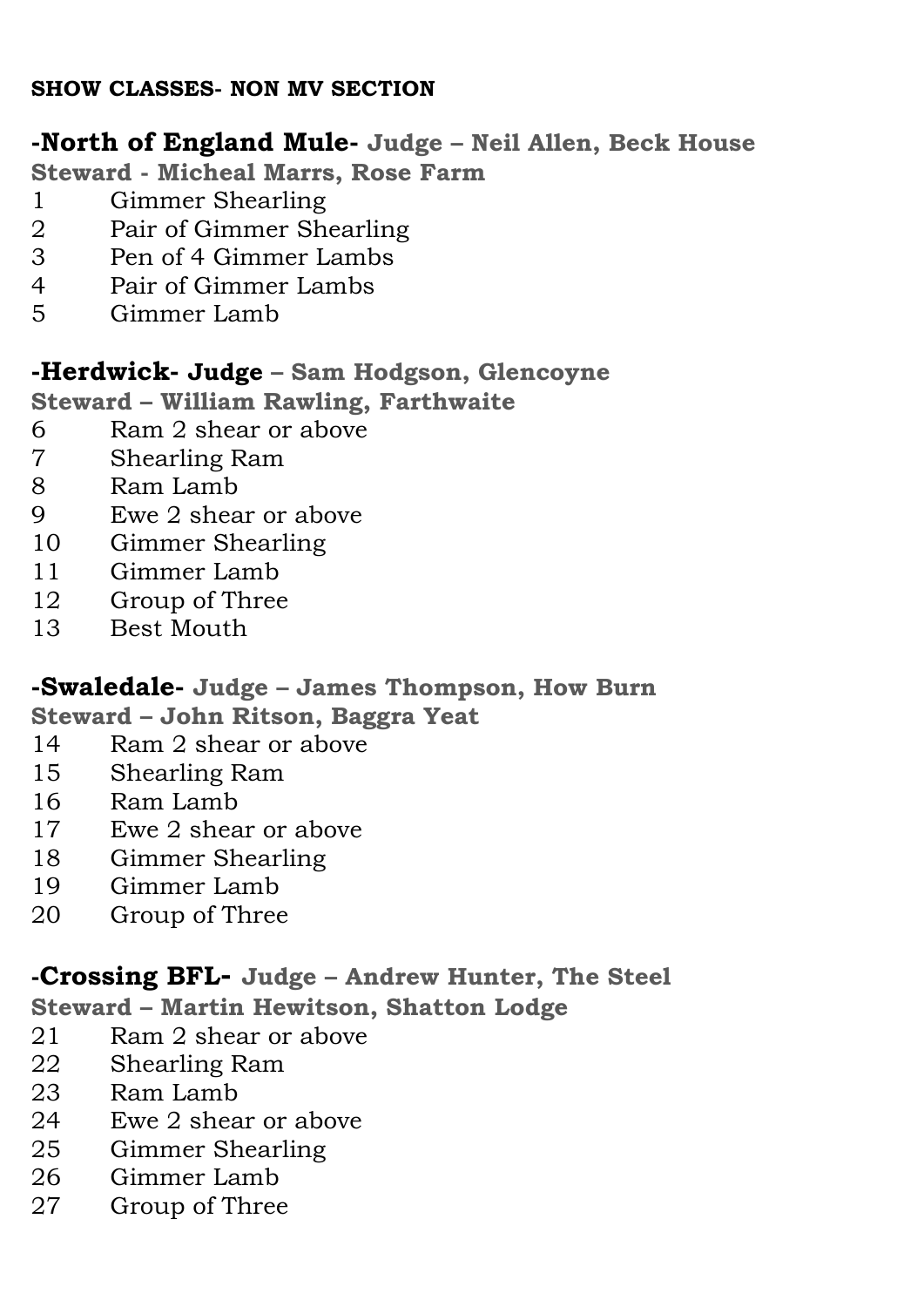**SHOW CLASSES- NON MV SECTION**

## -North of England Mule- Judge – Neil Allen, Beck House

**Steward - Micheal Marrs, Rose Farm**

1 Gimmer Shearling
2 Pair of Gimmer Shearling
3 Pen of 4 Gimmer Lambs
4 Pair of Gimmer Lambs
5 Gimmer Lamb

## -Herdwick- Judge – Sam Hodgson, Glencoyne

**Steward – William Rawling, Farthwaite**

6 Ram 2 shear or above
7 Shearling Ram
8 Ram Lamb
9 Ewe 2 shear or above
10 Gimmer Shearling
11 Gimmer Lamb
12 Group of Three
13 Best Mouth

## -Swaledale- Judge – James Thompson, How Burn

**Steward – John Ritson, Baggra Yeat**

14 Ram 2 shear or above
15 Shearling Ram
16 Ram Lamb
17 Ewe 2 shear or above
18 Gimmer Shearling
19 Gimmer Lamb
20 Group of Three

## -Crossing BFL- Judge – Andrew Hunter, The Steel

**Steward – Martin Hewitson, Shatton Lodge**

21 Ram 2 shear or above
22 Shearling Ram
23 Ram Lamb
24 Ewe 2 shear or above
25 Gimmer Shearling
26 Gimmer Lamb
27 Group of Three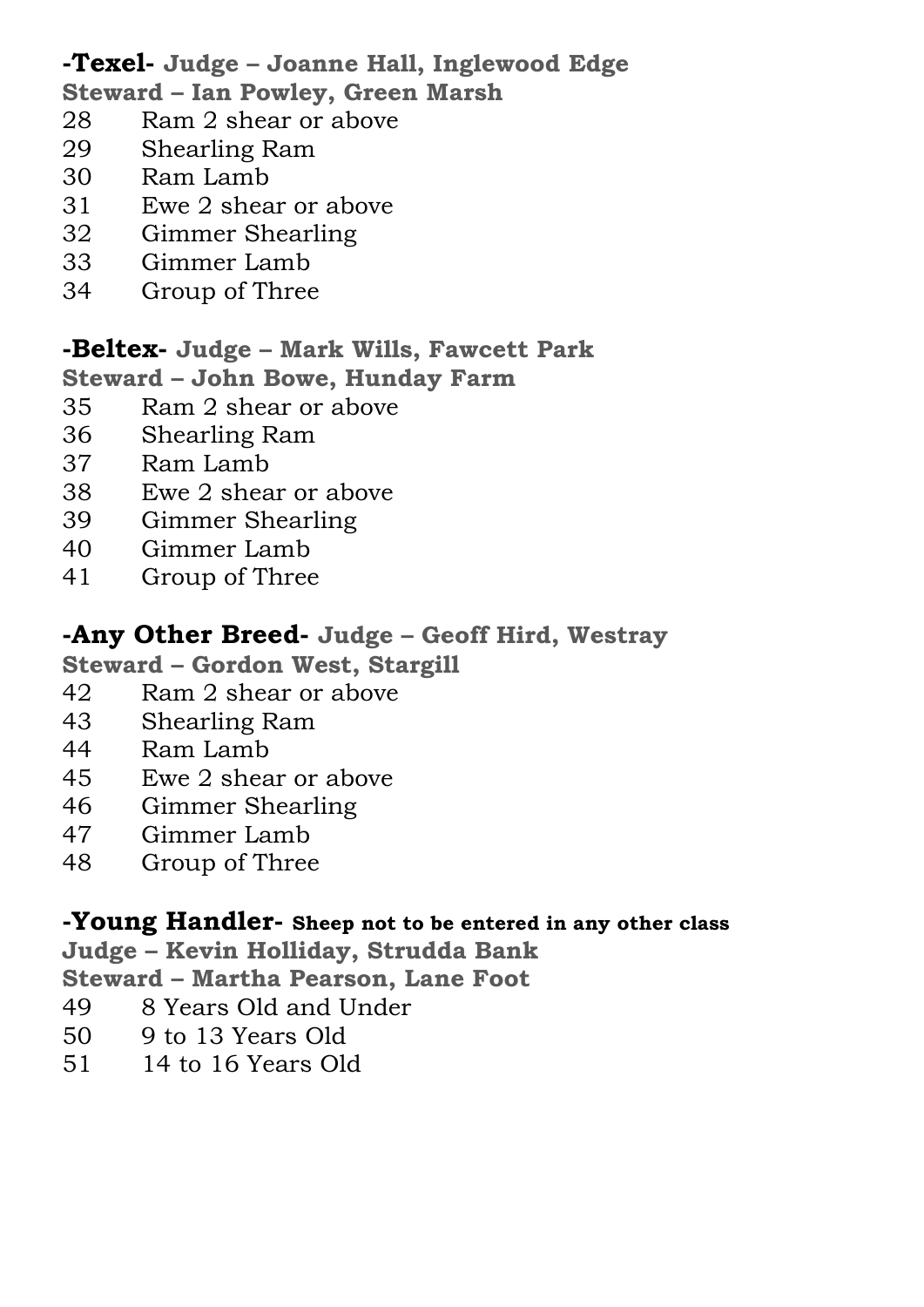**-Texel- Judge – Joanne Hall, Inglewood Edge**
**Steward – Ian Powley, Green Marsh**

28 Ram 2 shear or above
29 Shearling Ram
30 Ram Lamb
31 Ewe 2 shear or above
32 Gimmer Shearling
33 Gimmer Lamb
34 Group of Three

**-Beltex- Judge – Mark Wills, Fawcett Park**
**Steward – John Bowe, Hunday Farm**

35 Ram 2 shear or above
36 Shearling Ram
37 Ram Lamb
38 Ewe 2 shear or above
39 Gimmer Shearling
40 Gimmer Lamb
41 Group of Three

**-Any Other Breed- Judge – Geoff Hird, Westray**
**Steward – Gordon West, Stargill**

42 Ram 2 shear or above
43 Shearling Ram
44 Ram Lamb
45 Ewe 2 shear or above
46 Gimmer Shearling
47 Gimmer Lamb
48 Group of Three

**-Young Handler- Sheep not to be entered in any other class**
**Judge – Kevin Holliday, Strudda Bank**
**Steward – Martha Pearson, Lane Foot**

49 8 Years Old and Under
50 9 to 13 Years Old
51 14 to 16 Years Old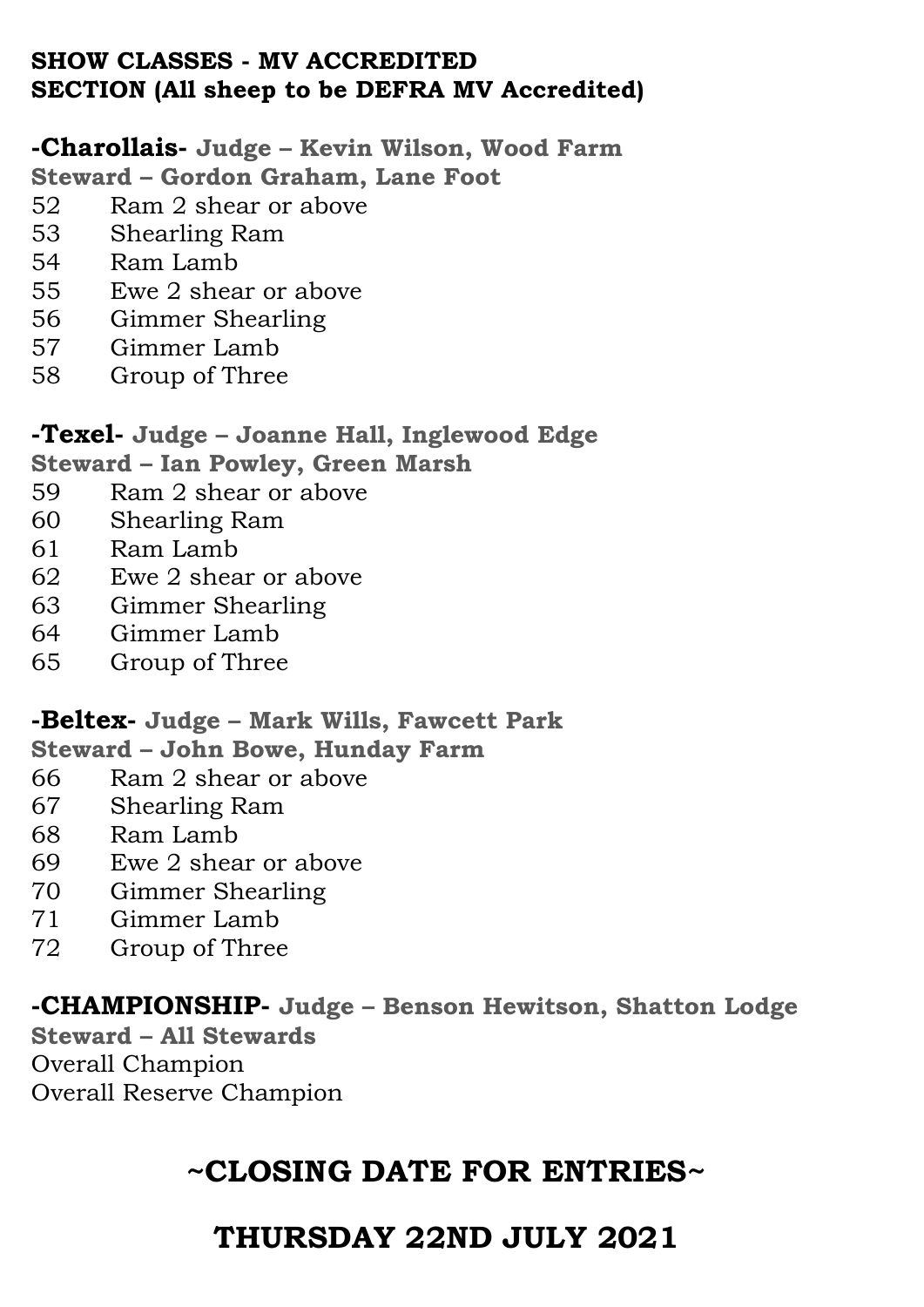**SHOW CLASSES - MV ACCREDITED SECTION (All sheep to be DEFRA MV Accredited)**

**-Charollais- Judge – Kevin Wilson, Wood Farm**
**Steward – Gordon Graham, Lane Foot**

52 Ram 2 shear or above
53 Shearling Ram
54 Ram Lamb
55 Ewe 2 shear or above
56 Gimmer Shearling
57 Gimmer Lamb
58 Group of Three

**-Texel- Judge – Joanne Hall, Inglewood Edge**
**Steward – Ian Powley, Green Marsh**

59 Ram 2 shear or above
60 Shearling Ram
61 Ram Lamb
62 Ewe 2 shear or above
63 Gimmer Shearling
64 Gimmer Lamb
65 Group of Three

**-Beltex- Judge – Mark Wills, Fawcett Park**
**Steward – John Bowe, Hunday Farm**

66 Ram 2 shear or above
67 Shearling Ram
68 Ram Lamb
69 Ewe 2 shear or above
70 Gimmer Shearling
71 Gimmer Lamb
72 Group of Three

**-CHAMPIONSHIP- Judge – Benson Hewitson, Shatton Lodge**
**Steward – All Stewards**

Overall Champion
Overall Reserve Champion

## ~CLOSING DATE FOR ENTRIES~

## THURSDAY 22ND JULY 2021